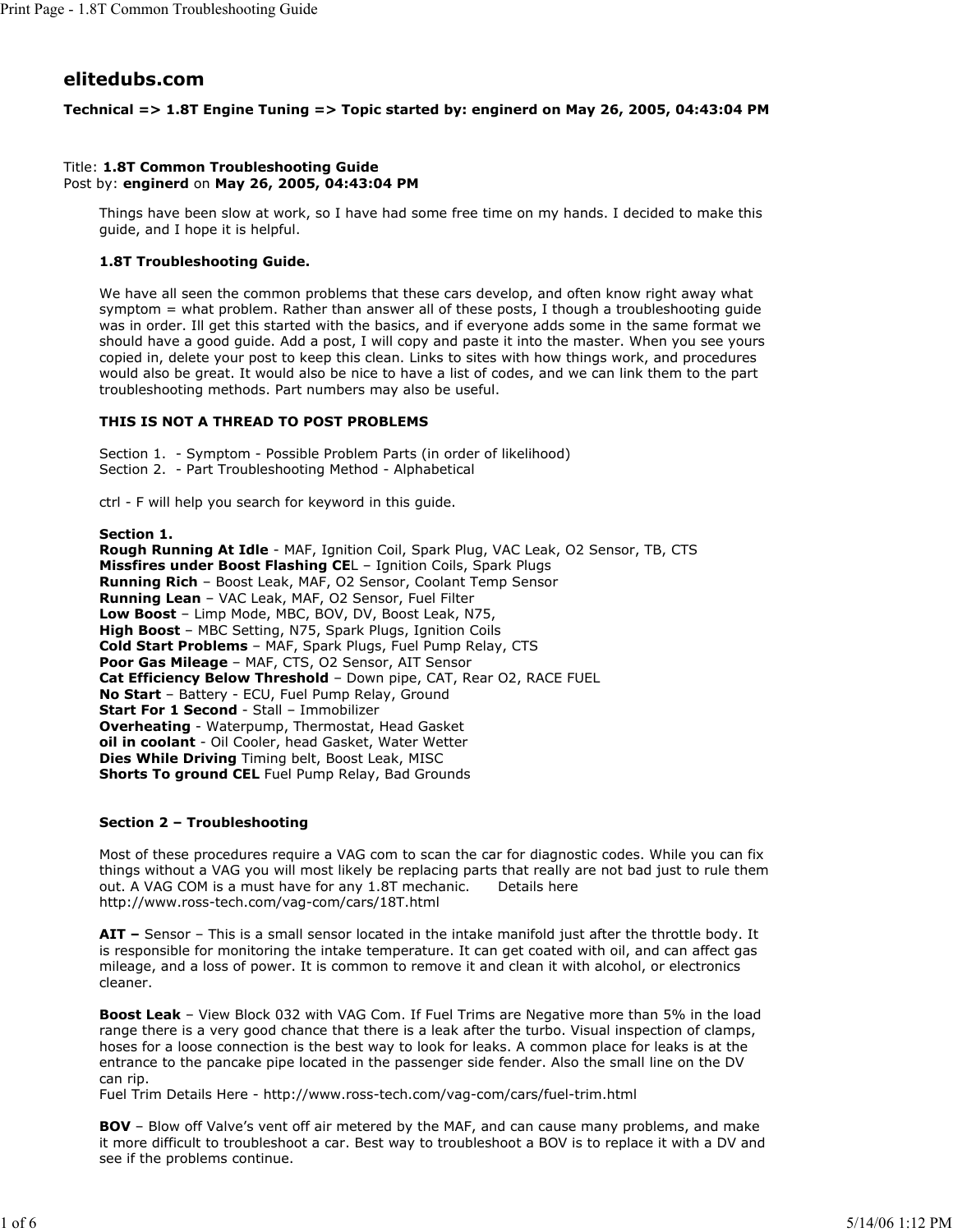## elitedubs.com

**Technical => 1.8T Engine Tuning => Topic started by: enginerd on May 26, 2005, 04:43:04 PM**

Title: **1.8T Common Troubleshooting Guide**
Post by: **enginerd** on **May 26, 2005, 04:43:04 PM**

Things have been slow at work, so I have had some free time on my hands. I decided to make this guide, and I hope it is helpful.

**1.8T Troubleshooting Guide.**

We have all seen the common problems that these cars develop, and often know right away what symptom = what problem. Rather than answer all of these posts, I though a troubleshooting guide was in order. Ill get this started with the basics, and if everyone adds some in the same format we should have a good guide. Add a post, I will copy and paste it into the master. When you see yours copied in, delete your post to keep this clean. Links to sites with how things work, and procedures would also be great. It would also be nice to have a list of codes, and we can link them to the part troubleshooting methods. Part numbers may also be useful.

**THIS IS NOT A THREAD TO POST PROBLEMS**

Section 1. - Symptom - Possible Problem Parts (in order of likelihood)
Section 2. - Part Troubleshooting Method - Alphabetical

ctrl - F will help you search for keyword in this guide.

**Section 1.**
**Rough Running At Idle** - MAF, Ignition Coil, Spark Plug, VAC Leak, O2 Sensor, TB, CTS
**Missfires under Boost Flashing CE**L – Ignition Coils, Spark Plugs
**Running Rich** – Boost Leak, MAF, O2 Sensor, Coolant Temp Sensor
**Running Lean** – VAC Leak, MAF, O2 Sensor, Fuel Filter
**Low Boost** – Limp Mode, MBC, BOV, DV, Boost Leak, N75,
**High Boost** – MBC Setting, N75, Spark Plugs, Ignition Coils
**Cold Start Problems** – MAF, Spark Plugs, Fuel Pump Relay, CTS
**Poor Gas Mileage** – MAF, CTS, O2 Sensor, AIT Sensor
**Cat Efficiency Below Threshold** – Down pipe, CAT, Rear O2, RACE FUEL
**No Start** – Battery - ECU, Fuel Pump Relay, Ground
**Start For 1 Second** - Stall – Immobilizer
**Overheating** - Waterpump, Thermostat, Head Gasket
**oil in coolant** - Oil Cooler, head Gasket, Water Wetter
**Dies While Driving** Timing belt, Boost Leak, MISC
**Shorts To ground CEL** Fuel Pump Relay, Bad Grounds

**Section 2 – Troubleshooting**

Most of these procedures require a VAG com to scan the car for diagnostic codes. While you can fix things without a VAG you will most likely be replacing parts that really are not bad just to rule them out. A VAG COM is a must have for any 1.8T mechanic. Details here
http://www.ross-tech.com/vag-com/cars/18T.html

**AIT –** Sensor – This is a small sensor located in the intake manifold just after the throttle body. It is responsible for monitoring the intake temperature. It can get coated with oil, and can affect gas mileage, and a loss of power. It is common to remove it and clean it with alcohol, or electronics cleaner.

**Boost Leak** – View Block 032 with VAG Com. If Fuel Trims are Negative more than 5% in the load range there is a very good chance that there is a leak after the turbo. Visual inspection of clamps, hoses for a loose connection is the best way to look for leaks. A common place for leaks is at the entrance to the pancake pipe located in the passenger side fender. Also the small line on the DV can rip.
Fuel Trim Details Here - http://www.ross-tech.com/vag-com/cars/fuel-trim.html

**BOV** – Blow off Valve's vent off air metered by the MAF, and can cause many problems, and make it more difficult to troubleshoot a car. Best way to troubleshoot a BOV is to replace it with a DV and see if the problems continue.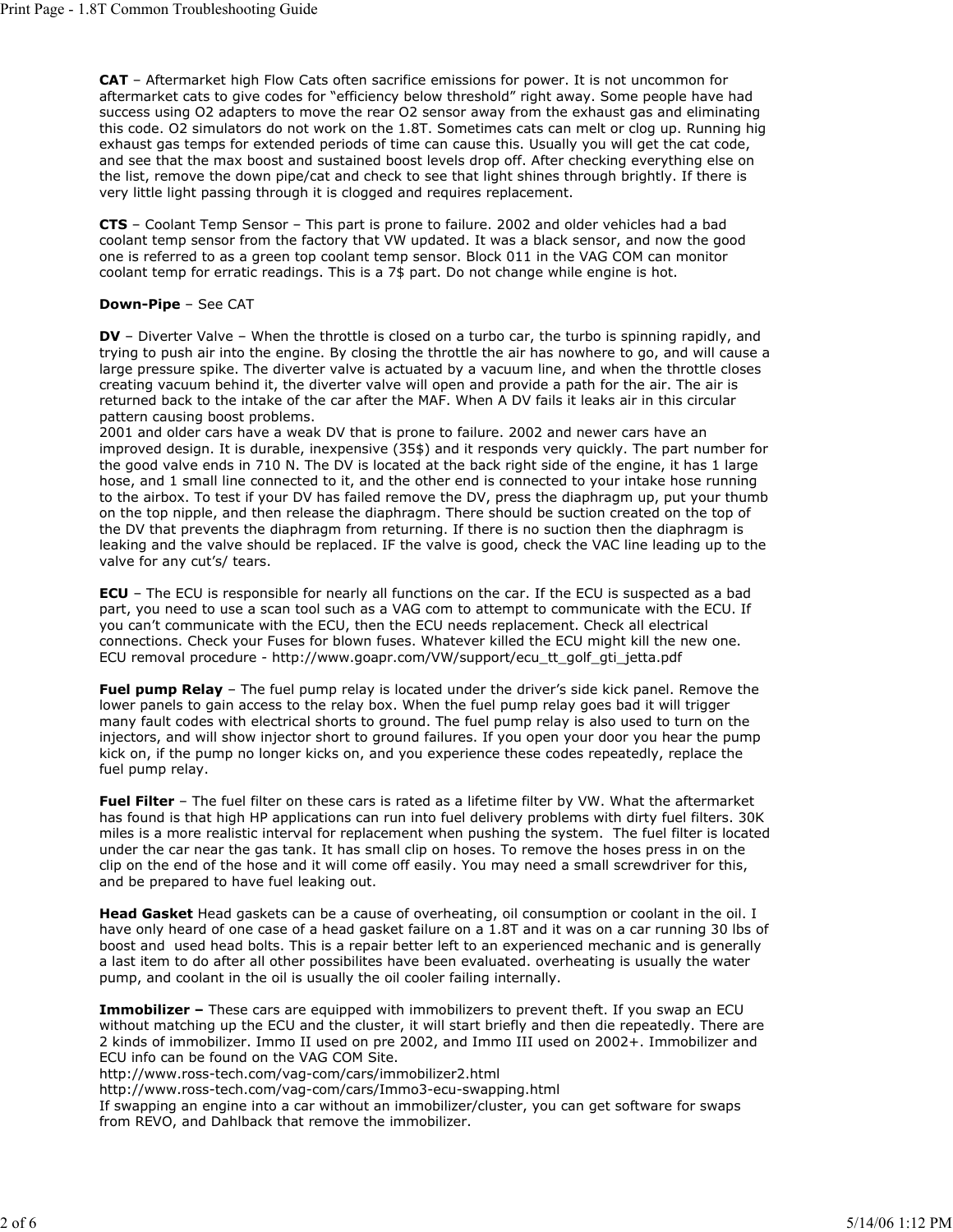**CAT** – Aftermarket high Flow Cats often sacrifice emissions for power. It is not uncommon for aftermarket cats to give codes for “efficiency below threshold” right away. Some people have had success using O2 adapters to move the rear O2 sensor away from the exhaust gas and eliminating this code. O2 simulators do not work on the 1.8T. Sometimes cats can melt or clog up. Running hig exhaust gas temps for extended periods of time can cause this. Usually you will get the cat code, and see that the max boost and sustained boost levels drop off. After checking everything else on the list, remove the down pipe/cat and check to see that light shines through brightly. If there is very little light passing through it is clogged and requires replacement.

**CTS** – Coolant Temp Sensor – This part is prone to failure. 2002 and older vehicles had a bad coolant temp sensor from the factory that VW updated. It was a black sensor, and now the good one is referred to as a green top coolant temp sensor. Block 011 in the VAG COM can monitor coolant temp for erratic readings. This is a 7$ part. Do not change while engine is hot.

**Down-Pipe** – See CAT

**DV** – Diverter Valve – When the throttle is closed on a turbo car, the turbo is spinning rapidly, and trying to push air into the engine. By closing the throttle the air has nowhere to go, and will cause a large pressure spike. The diverter valve is actuated by a vacuum line, and when the throttle closes creating vacuum behind it, the diverter valve will open and provide a path for the air. The air is returned back to the intake of the car after the MAF. When A DV fails it leaks air in this circular pattern causing boost problems.
2001 and older cars have a weak DV that is prone to failure. 2002 and newer cars have an improved design. It is durable, inexpensive (35$) and it responds very quickly. The part number for the good valve ends in 710 N. The DV is located at the back right side of the engine, it has 1 large hose, and 1 small line connected to it, and the other end is connected to your intake hose running to the airbox. To test if your DV has failed remove the DV, press the diaphragm up, put your thumb on the top nipple, and then release the diaphragm. There should be suction created on the top of the DV that prevents the diaphragm from returning. If there is no suction then the diaphragm is leaking and the valve should be replaced. IF the valve is good, check the VAC line leading up to the valve for any cut’s/ tears.

**ECU** – The ECU is responsible for nearly all functions on the car. If the ECU is suspected as a bad part, you need to use a scan tool such as a VAG com to attempt to communicate with the ECU. If you can’t communicate with the ECU, then the ECU needs replacement. Check all electrical connections. Check your Fuses for blown fuses. Whatever killed the ECU might kill the new one.
ECU removal procedure - http://www.goapr.com/VW/support/ecu_tt_golf_gti_jetta.pdf

**Fuel pump Relay** – The fuel pump relay is located under the driver’s side kick panel. Remove the lower panels to gain access to the relay box. When the fuel pump relay goes bad it will trigger many fault codes with electrical shorts to ground. The fuel pump relay is also used to turn on the injectors, and will show injector short to ground failures. If you open your door you hear the pump kick on, if the pump no longer kicks on, and you experience these codes repeatedly, replace the fuel pump relay.

**Fuel Filter** – The fuel filter on these cars is rated as a lifetime filter by VW. What the aftermarket has found is that high HP applications can run into fuel delivery problems with dirty fuel filters. 30K miles is a more realistic interval for replacement when pushing the system. The fuel filter is located under the car near the gas tank. It has small clip on hoses. To remove the hoses press in on the clip on the end of the hose and it will come off easily. You may need a small screwdriver for this, and be prepared to have fuel leaking out.

**Head Gasket** Head gaskets can be a cause of overheating, oil consumption or coolant in the oil. I have only heard of one case of a head gasket failure on a 1.8T and it was on a car running 30 lbs of boost and used head bolts. This is a repair better left to an experienced mechanic and is generally a last item to do after all other possibilites have been evaluated. overheating is usually the water pump, and coolant in the oil is usually the oil cooler failing internally.

**Immobilizer –** These cars are equipped with immobilizers to prevent theft. If you swap an ECU without matching up the ECU and the cluster, it will start briefly and then die repeatedly. There are 2 kinds of immobilizer. Immo II used on pre 2002, and Immo III used on 2002+. Immobilizer and ECU info can be found on the VAG COM Site.
http://www.ross-tech.com/vag-com/cars/immobilizer2.html
http://www.ross-tech.com/vag-com/cars/Immo3-ecu-swapping.html
If swapping an engine into a car without an immobilizer/cluster, you can get software for swaps from REVO, and Dahlback that remove the immobilizer.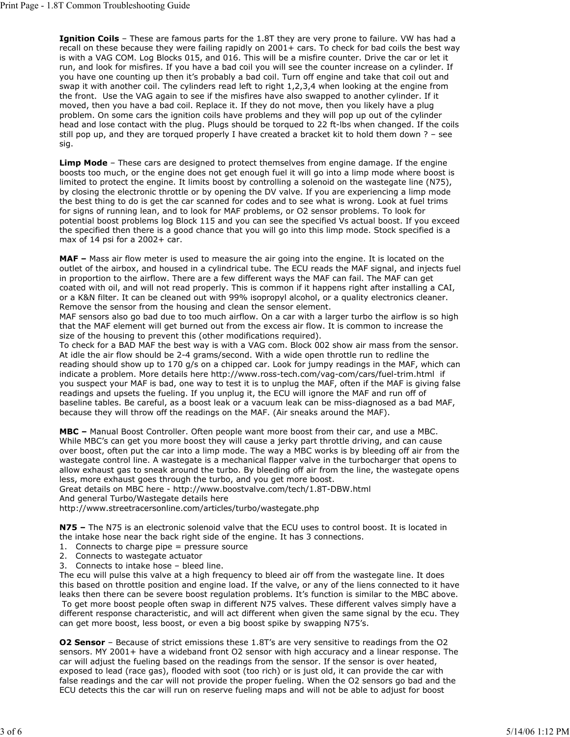**Ignition Coils** – These are famous parts for the 1.8T they are very prone to failure. VW has had a recall on these because they were failing rapidly on 2001+ cars. To check for bad coils the best way is with a VAG COM. Log Blocks 015, and 016. This will be a misfire counter. Drive the car or let it run, and look for misfires. If you have a bad coil you will see the counter increase on a cylinder. If you have one counting up then it's probably a bad coil. Turn off engine and take that coil out and swap it with another coil. The cylinders read left to right 1,2,3,4 when looking at the engine from the front. Use the VAG again to see if the misfires have also swapped to another cylinder. If it moved, then you have a bad coil. Replace it. If they do not move, then you likely have a plug problem. On some cars the ignition coils have problems and they will pop up out of the cylinder head and lose contact with the plug. Plugs should be torqued to 22 ft-lbs when changed. If the coils still pop up, and they are torqued properly I have created a bracket kit to hold them down ? – see sig.

**Limp Mode** – These cars are designed to protect themselves from engine damage. If the engine boosts too much, or the engine does not get enough fuel it will go into a limp mode where boost is limited to protect the engine. It limits boost by controlling a solenoid on the wastegate line (N75), by closing the electronic throttle or by opening the DV valve. If you are experiencing a limp mode the best thing to do is get the car scanned for codes and to see what is wrong. Look at fuel trims for signs of running lean, and to look for MAF problems, or O2 sensor problems. To look for potential boost problems log Block 115 and you can see the specified Vs actual boost. If you exceed the specified then there is a good chance that you will go into this limp mode. Stock specified is a max of 14 psi for a 2002+ car.

**MAF –** Mass air flow meter is used to measure the air going into the engine. It is located on the outlet of the airbox, and housed in a cylindrical tube. The ECU reads the MAF signal, and injects fuel in proportion to the airflow. There are a few different ways the MAF can fail. The MAF can get coated with oil, and will not read properly. This is common if it happens right after installing a CAI, or a K&N filter. It can be cleaned out with 99% isopropyl alcohol, or a quality electronics cleaner. Remove the sensor from the housing and clean the sensor element.
MAF sensors also go bad due to too much airflow. On a car with a larger turbo the airflow is so high that the MAF element will get burned out from the excess air flow. It is common to increase the size of the housing to prevent this (other modifications required).
To check for a BAD MAF the best way is with a VAG com. Block 002 show air mass from the sensor. At idle the air flow should be 2-4 grams/second. With a wide open throttle run to redline the reading should show up to 170 g/s on a chipped car. Look for jumpy readings in the MAF, which can indicate a problem. More details here http://www.ross-tech.com/vag-com/cars/fuel-trim.html if you suspect your MAF is bad, one way to test it is to unplug the MAF, often if the MAF is giving false readings and upsets the fueling. If you unplug it, the ECU will ignore the MAF and run off of baseline tables. Be careful, as a boost leak or a vacuum leak can be miss-diagnosed as a bad MAF, because they will throw off the readings on the MAF. (Air sneaks around the MAF).

**MBC –** Manual Boost Controller. Often people want more boost from their car, and use a MBC. While MBC's can get you more boost they will cause a jerky part throttle driving, and can cause over boost, often put the car into a limp mode. The way a MBC works is by bleeding off air from the wastegate control line. A wastegate is a mechanical flapper valve in the turbocharger that opens to allow exhaust gas to sneak around the turbo. By bleeding off air from the line, the wastegate opens less, more exhaust goes through the turbo, and you get more boost.
Great details on MBC here - http://www.boostvalve.com/tech/1.8T-DBW.html
And general Turbo/Wastegate details here
http://www.streetracersonline.com/articles/turbo/wastegate.php

**N75 –** The N75 is an electronic solenoid valve that the ECU uses to control boost. It is located in the intake hose near the back right side of the engine. It has 3 connections.

1. Connects to charge pipe = pressure source
2. Connects to wastegate actuator
3. Connects to intake hose – bleed line.

The ecu will pulse this valve at a high frequency to bleed air off from the wastegate line. It does this based on throttle position and engine load. If the valve, or any of the liens connected to it have leaks then there can be severe boost regulation problems. It's function is similar to the MBC above. To get more boost people often swap in different N75 valves. These different valves simply have a different response characteristic, and will act different when given the same signal by the ecu. They can get more boost, less boost, or even a big boost spike by swapping N75's.

**O2 Sensor** – Because of strict emissions these 1.8T's are very sensitive to readings from the O2 sensors. MY 2001+ have a wideband front O2 sensor with high accuracy and a linear response. The car will adjust the fueling based on the readings from the sensor. If the sensor is over heated, exposed to lead (race gas), flooded with soot (too rich) or is just old, it can provide the car with false readings and the car will not provide the proper fueling. When the O2 sensors go bad and the ECU detects this the car will run on reserve fueling maps and will not be able to adjust for boost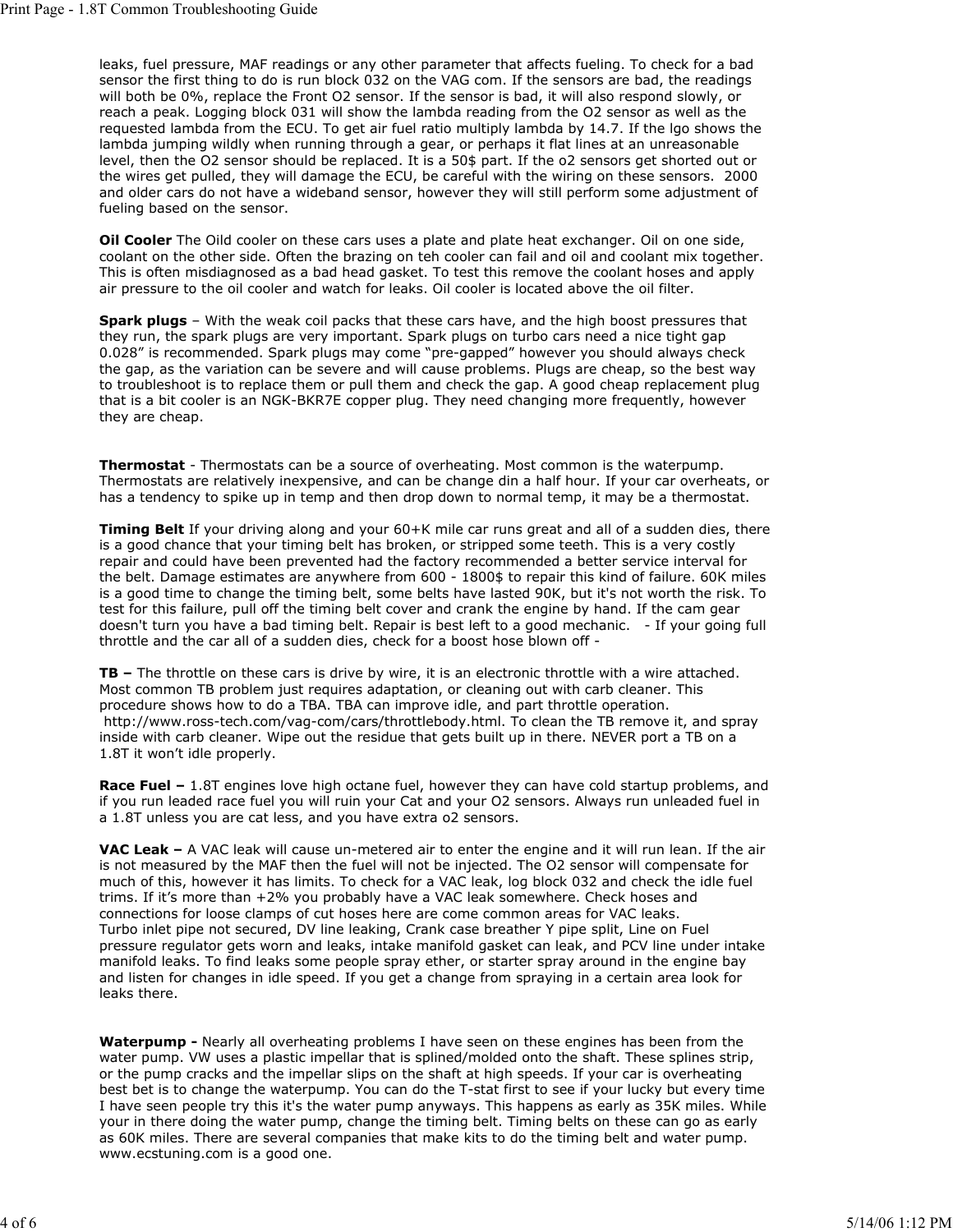leaks, fuel pressure, MAF readings or any other parameter that affects fueling. To check for a bad sensor the first thing to do is run block 032 on the VAG com. If the sensors are bad, the readings will both be 0%, replace the Front O2 sensor. If the sensor is bad, it will also respond slowly, or reach a peak. Logging block 031 will show the lambda reading from the O2 sensor as well as the requested lambda from the ECU. To get air fuel ratio multiply lambda by 14.7. If the lgo shows the lambda jumping wildly when running through a gear, or perhaps it flat lines at an unreasonable level, then the O2 sensor should be replaced. It is a 50$ part. If the o2 sensors get shorted out or the wires get pulled, they will damage the ECU, be careful with the wiring on these sensors. 2000 and older cars do not have a wideband sensor, however they will still perform some adjustment of fueling based on the sensor.

**Oil Cooler** The Oild cooler on these cars uses a plate and plate heat exchanger. Oil on one side, coolant on the other side. Often the brazing on teh cooler can fail and oil and coolant mix together. This is often misdiagnosed as a bad head gasket. To test this remove the coolant hoses and apply air pressure to the oil cooler and watch for leaks. Oil cooler is located above the oil filter.

**Spark plugs** – With the weak coil packs that these cars have, and the high boost pressures that they run, the spark plugs are very important. Spark plugs on turbo cars need a nice tight gap 0.028" is recommended. Spark plugs may come "pre-gapped" however you should always check the gap, as the variation can be severe and will cause problems. Plugs are cheap, so the best way to troubleshoot is to replace them or pull them and check the gap. A good cheap replacement plug that is a bit cooler is an NGK-BKR7E copper plug. They need changing more frequently, however they are cheap.

**Thermostat** - Thermostats can be a source of overheating. Most common is the waterpump. Thermostats are relatively inexpensive, and can be change din a half hour. If your car overheats, or has a tendency to spike up in temp and then drop down to normal temp, it may be a thermostat.

**Timing Belt** If your driving along and your 60+K mile car runs great and all of a sudden dies, there is a good chance that your timing belt has broken, or stripped some teeth. This is a very costly repair and could have been prevented had the factory recommended a better service interval for the belt. Damage estimates are anywhere from 600 - 1800$ to repair this kind of failure. 60K miles is a good time to change the timing belt, some belts have lasted 90K, but it's not worth the risk. To test for this failure, pull off the timing belt cover and crank the engine by hand. If the cam gear doesn't turn you have a bad timing belt. Repair is best left to a good mechanic. - If your going full throttle and the car all of a sudden dies, check for a boost hose blown off -

**TB –** The throttle on these cars is drive by wire, it is an electronic throttle with a wire attached. Most common TB problem just requires adaptation, or cleaning out with carb cleaner. This procedure shows how to do a TBA. TBA can improve idle, and part throttle operation. http://www.ross-tech.com/vag-com/cars/throttlebody.html. To clean the TB remove it, and spray inside with carb cleaner. Wipe out the residue that gets built up in there. NEVER port a TB on a 1.8T it won't idle properly.

**Race Fuel –** 1.8T engines love high octane fuel, however they can have cold startup problems, and if you run leaded race fuel you will ruin your Cat and your O2 sensors. Always run unleaded fuel in a 1.8T unless you are cat less, and you have extra o2 sensors.

**VAC Leak –** A VAC leak will cause un-metered air to enter the engine and it will run lean. If the air is not measured by the MAF then the fuel will not be injected. The O2 sensor will compensate for much of this, however it has limits. To check for a VAC leak, log block 032 and check the idle fuel trims. If it's more than +2% you probably have a VAC leak somewhere. Check hoses and connections for loose clamps of cut hoses here are come common areas for VAC leaks.
Turbo inlet pipe not secured, DV line leaking, Crank case breather Y pipe split, Line on Fuel pressure regulator gets worn and leaks, intake manifold gasket can leak, and PCV line under intake manifold leaks. To find leaks some people spray ether, or starter spray around in the engine bay and listen for changes in idle speed. If you get a change from spraying in a certain area look for leaks there.

**Waterpump -** Nearly all overheating problems I have seen on these engines has been from the water pump. VW uses a plastic impellar that is splined/molded onto the shaft. These splines strip, or the pump cracks and the impellar slips on the shaft at high speeds. If your car is overheating best bet is to change the waterpump. You can do the T-stat first to see if your lucky but every time I have seen people try this it's the water pump anyways. This happens as early as 35K miles. While your in there doing the water pump, change the timing belt. Timing belts on these can go as early as 60K miles. There are several companies that make kits to do the timing belt and water pump. www.ecstuning.com is a good one.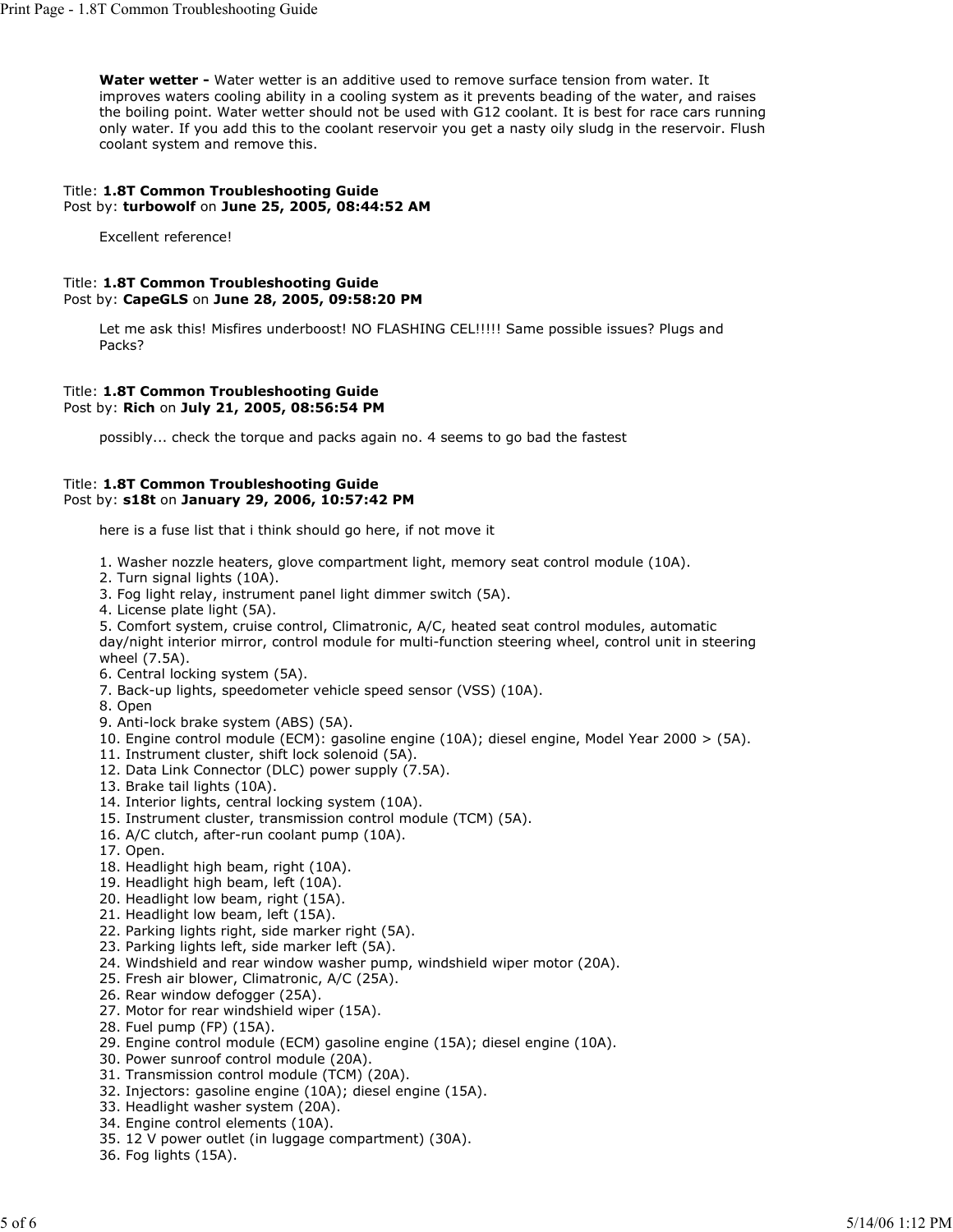**Water wetter -** Water wetter is an additive used to remove surface tension from water. It improves waters cooling ability in a cooling system as it prevents beading of the water, and raises the boiling point. Water wetter should not be used with G12 coolant. It is best for race cars running only water. If you add this to the coolant reservoir you get a nasty oily sludg in the reservoir. Flush coolant system and remove this.

Title: **1.8T Common Troubleshooting Guide**
Post by: **turbowolf** on **June 25, 2005, 08:44:52 AM**

Excellent reference!

Title: **1.8T Common Troubleshooting Guide**
Post by: **CapeGLS** on **June 28, 2005, 09:58:20 PM**

Let me ask this! Misfires underboost! NO FLASHING CEL!!!!! Same possible issues? Plugs and Packs?

Title: **1.8T Common Troubleshooting Guide**
Post by: **Rich** on **July 21, 2005, 08:56:54 PM**

possibly... check the torque and packs again no. 4 seems to go bad the fastest

Title: **1.8T Common Troubleshooting Guide**
Post by: **s18t** on **January 29, 2006, 10:57:42 PM**

here is a fuse list that i think should go here, if not move it

1. Washer nozzle heaters, glove compartment light, memory seat control module (10A).
2. Turn signal lights (10A).
3. Fog light relay, instrument panel light dimmer switch (5A).
4. License plate light (5A).
5. Comfort system, cruise control, Climatronic, A/C, heated seat control modules, automatic day/night interior mirror, control module for multi-function steering wheel, control unit in steering wheel (7.5A).
6. Central locking system (5A).
7. Back-up lights, speedometer vehicle speed sensor (VSS) (10A).
8. Open
9. Anti-lock brake system (ABS) (5A).
10. Engine control module (ECM): gasoline engine (10A); diesel engine, Model Year 2000 > (5A).
11. Instrument cluster, shift lock solenoid (5A).
12. Data Link Connector (DLC) power supply (7.5A).
13. Brake tail lights (10A).
14. Interior lights, central locking system (10A).
15. Instrument cluster, transmission control module (TCM) (5A).
16. A/C clutch, after-run coolant pump (10A).
17. Open.
18. Headlight high beam, right (10A).
19. Headlight high beam, left (10A).
20. Headlight low beam, right (15A).
21. Headlight low beam, left (15A).
22. Parking lights right, side marker right (5A).
23. Parking lights left, side marker left (5A).
24. Windshield and rear window washer pump, windshield wiper motor (20A).
25. Fresh air blower, Climatronic, A/C (25A).
26. Rear window defogger (25A).
27. Motor for rear windshield wiper (15A).
28. Fuel pump (FP) (15A).
29. Engine control module (ECM) gasoline engine (15A); diesel engine (10A).
30. Power sunroof control module (20A).
31. Transmission control module (TCM) (20A).
32. Injectors: gasoline engine (10A); diesel engine (15A).
33. Headlight washer system (20A).
34. Engine control elements (10A).
35. 12 V power outlet (in luggage compartment) (30A).
36. Fog lights (15A).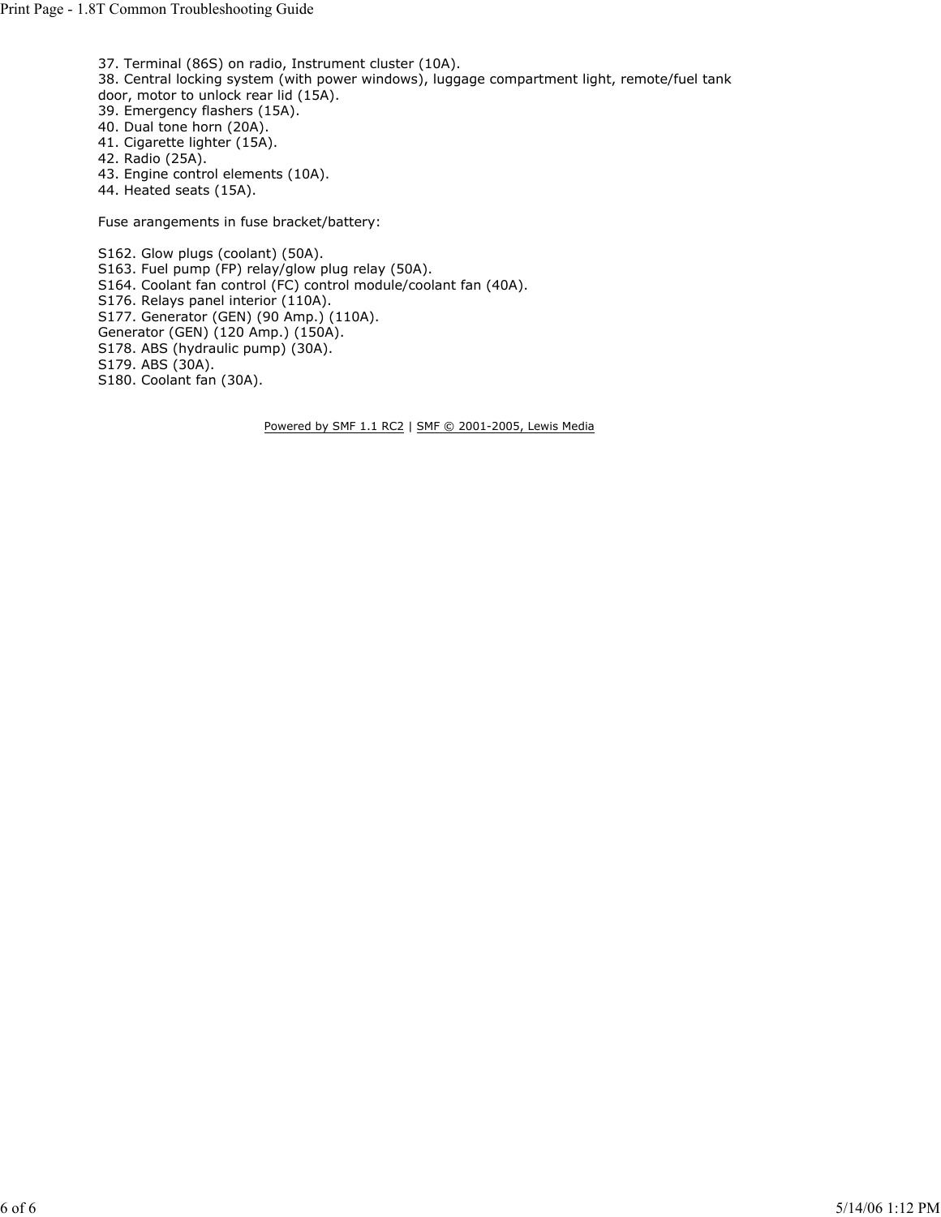37. Terminal (86S) on radio, Instrument cluster (10A).
38. Central locking system (with power windows), luggage compartment light, remote/fuel tank door, motor to unlock rear lid (15A).
39. Emergency flashers (15A).
40. Dual tone horn (20A).
41. Cigarette lighter (15A).
42. Radio (25A).
43. Engine control elements (10A).
44. Heated seats (15A).

Fuse arangements in fuse bracket/battery:

S162. Glow plugs (coolant) (50A).
S163. Fuel pump (FP) relay/glow plug relay (50A).
S164. Coolant fan control (FC) control module/coolant fan (40A).
S176. Relays panel interior (110A).
S177. Generator (GEN) (90 Amp.) (110A).
Generator (GEN) (120 Amp.) (150A).
S178. ABS (hydraulic pump) (30A).
S179. ABS (30A).
S180. Coolant fan (30A).

Powered by SMF 1.1 RC2 | SMF © 2001-2005, Lewis Media